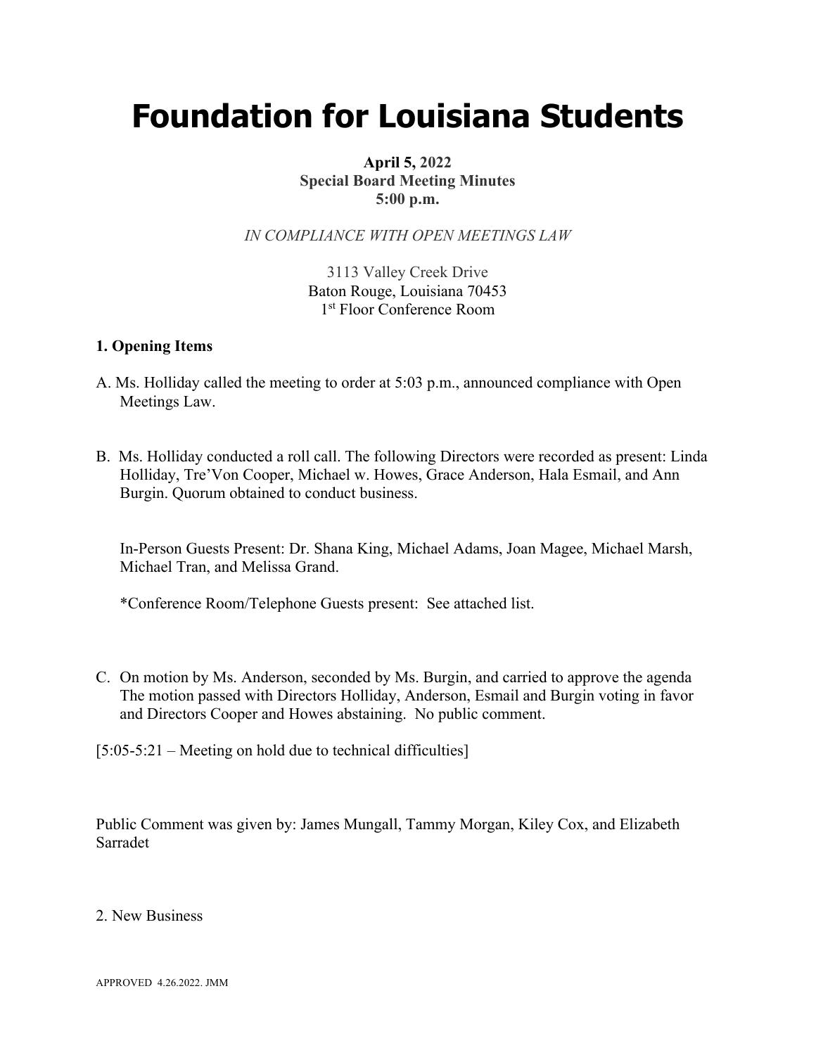# Foundation for Louisiana Students

**April 5, 2022**
**Special Board Meeting Minutes**
**5:00 p.m.**

*IN COMPLIANCE WITH OPEN MEETINGS LAW*

3113 Valley Creek Drive
Baton Rouge, Louisiana 70453
1st Floor Conference Room

**1. Opening Items**

A. Ms. Holliday called the meeting to order at 5:03 p.m., announced compliance with Open Meetings Law.

B. Ms. Holliday conducted a roll call. The following Directors were recorded as present: Linda Holliday, Tre'Von Cooper, Michael w. Howes, Grace Anderson, Hala Esmail, and Ann Burgin. Quorum obtained to conduct business.

In-Person Guests Present: Dr. Shana King, Michael Adams, Joan Magee, Michael Marsh, Michael Tran, and Melissa Grand.

*Conference Room/Telephone Guests present: See attached list.

C. On motion by Ms. Anderson, seconded by Ms. Burgin, and carried to approve the agenda The motion passed with Directors Holliday, Anderson, Esmail and Burgin voting in favor and Directors Cooper and Howes abstaining. No public comment.

[5:05-5:21 – Meeting on hold due to technical difficulties]

Public Comment was given by: James Mungall, Tammy Morgan, Kiley Cox, and Elizabeth Sarradet

2. New Business

APPROVED 4.26.2022. JMM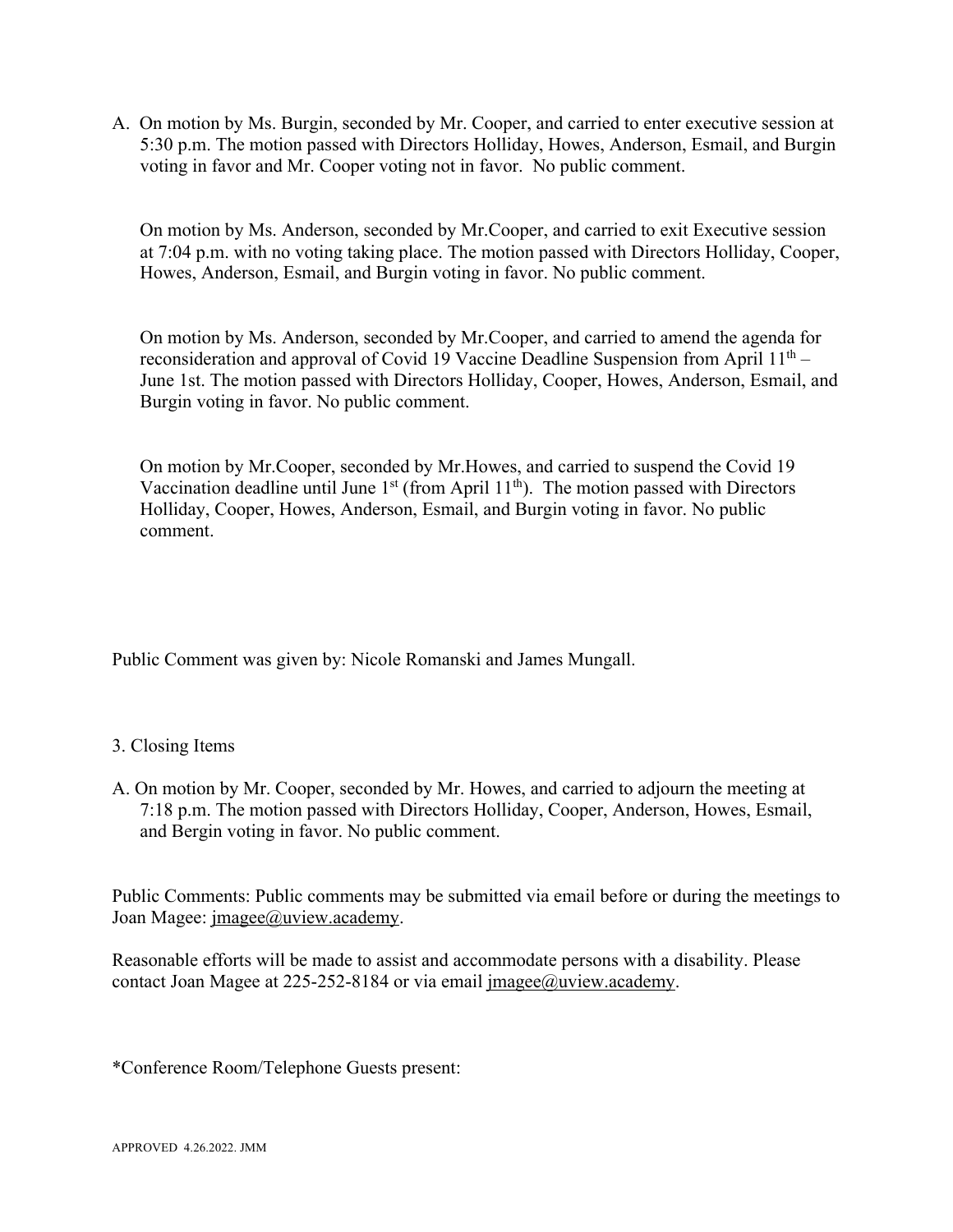A. On motion by Ms. Burgin, seconded by Mr. Cooper, and carried to enter executive session at 5:30 p.m. The motion passed with Directors Holliday, Howes, Anderson, Esmail, and Burgin voting in favor and Mr. Cooper voting not in favor. No public comment.

   On motion by Ms. Anderson, seconded by Mr.Cooper, and carried to exit Executive session at 7:04 p.m. with no voting taking place. The motion passed with Directors Holliday, Cooper, Howes, Anderson, Esmail, and Burgin voting in favor. No public comment.

   On motion by Ms. Anderson, seconded by Mr.Cooper, and carried to amend the agenda for reconsideration and approval of Covid 19 Vaccine Deadline Suspension from April 11th – June 1st. The motion passed with Directors Holliday, Cooper, Howes, Anderson, Esmail, and Burgin voting in favor. No public comment.

   On motion by Mr.Cooper, seconded by Mr.Howes, and carried to suspend the Covid 19 Vaccination deadline until June 1st (from April 11th). The motion passed with Directors Holliday, Cooper, Howes, Anderson, Esmail, and Burgin voting in favor. No public comment.

Public Comment was given by: Nicole Romanski and James Mungall.

3. Closing Items

A. On motion by Mr. Cooper, seconded by Mr. Howes, and carried to adjourn the meeting at 7:18 p.m. The motion passed with Directors Holliday, Cooper, Anderson, Howes, Esmail, and Bergin voting in favor. No public comment.

Public Comments: Public comments may be submitted via email before or during the meetings to Joan Magee: jmagee@uview.academy.

Reasonable efforts will be made to assist and accommodate persons with a disability. Please contact Joan Magee at 225-252-8184 or via email jmagee@uview.academy.

*Conference Room/Telephone Guests present:

APPROVED 4.26.2022. JMM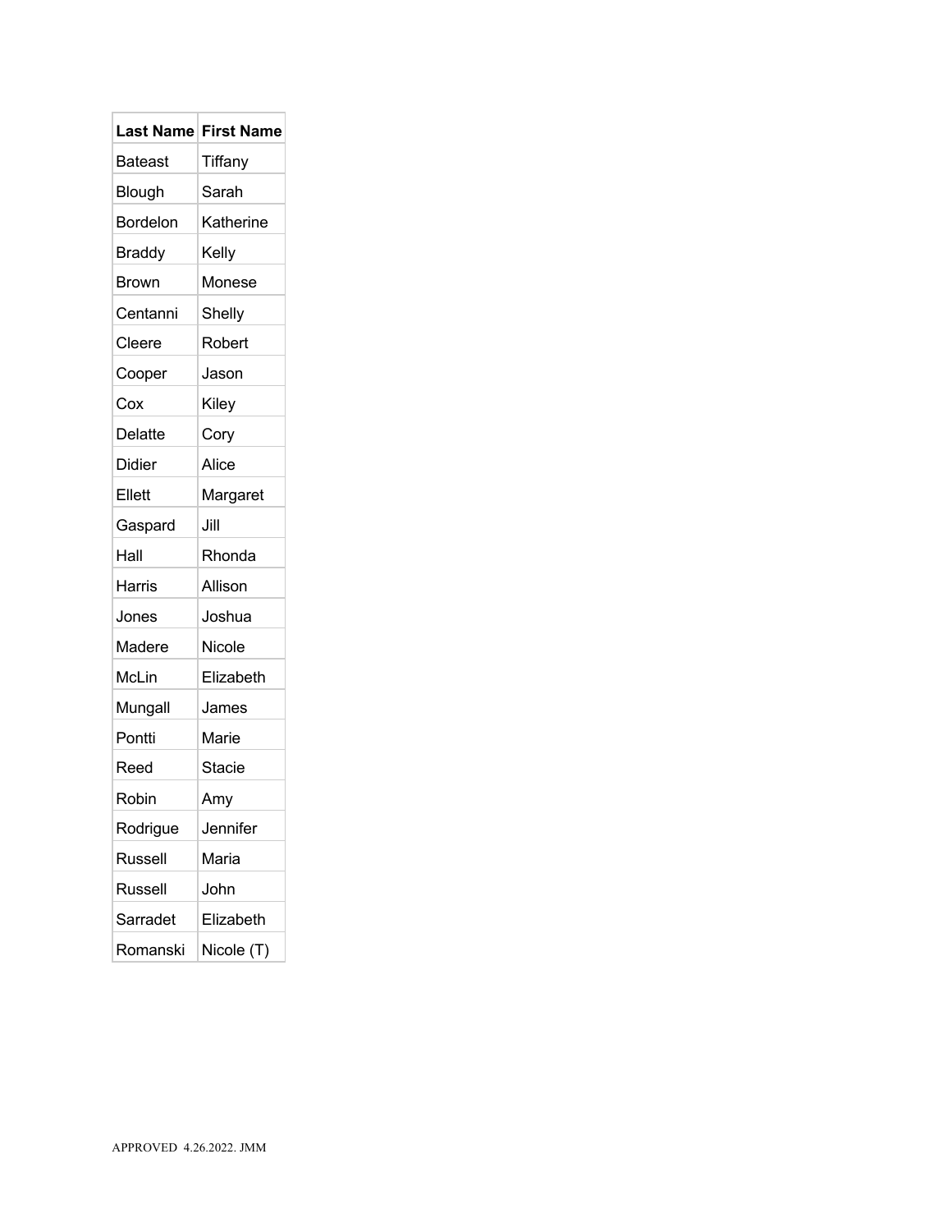| Last Name | First Name |
|---|---|
| Bateast | Tiffany |
| Blough | Sarah |
| Bordelon | Katherine |
| Braddy | Kelly |
| Brown | Monese |
| Centanni | Shelly |
| Cleere | Robert |
| Cooper | Jason |
| Cox | Kiley |
| Delatte | Cory |
| Didier | Alice |
| Ellett | Margaret |
| Gaspard | Jill |
| Hall | Rhonda |
| Harris | Allison |
| Jones | Joshua |
| Madere | Nicole |
| McLin | Elizabeth |
| Mungall | James |
| Pontti | Marie |
| Reed | Stacie |
| Robin | Amy |
| Rodrigue | Jennifer |
| Russell | Maria |
| Russell | John |
| Sarradet | Elizabeth |
| Romanski | Nicole (T) |

APPROVED 4.26.2022. JMM